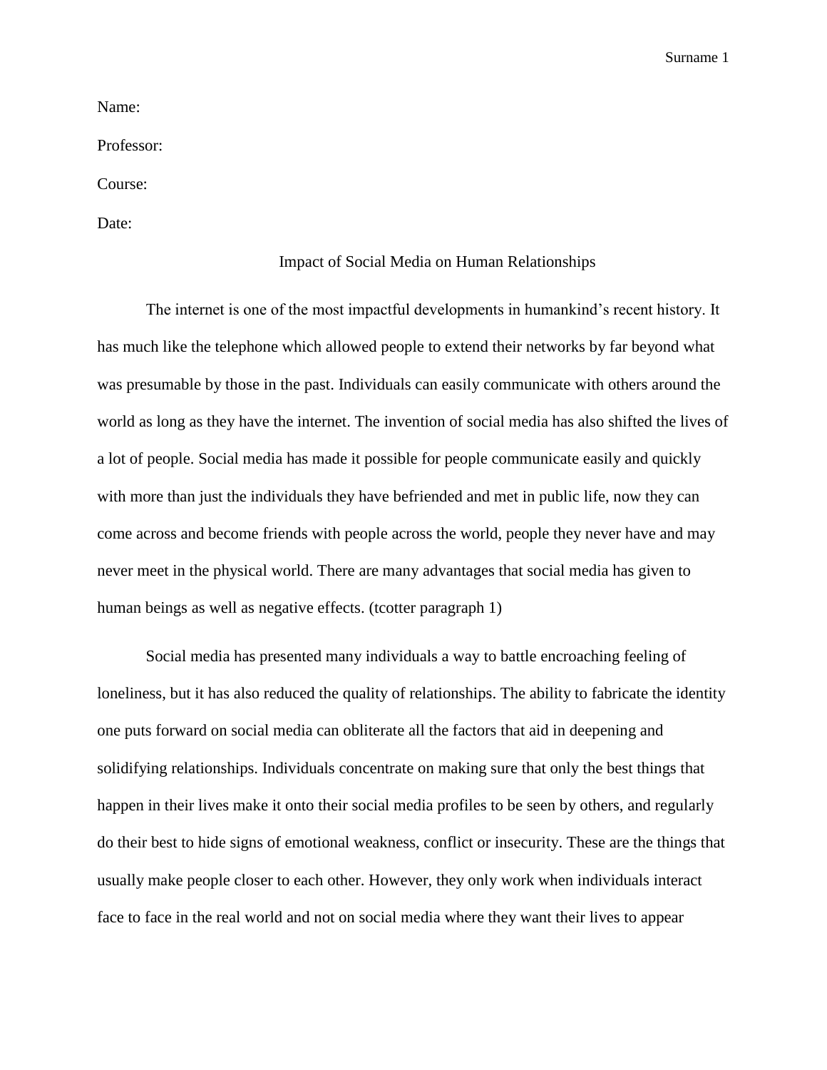Name:

Professor:

Course:

Date:

# Impact of Social Media on Human Relationships

The internet is one of the most impactful developments in humankind's recent history. It has much like the telephone which allowed people to extend their networks by far beyond what was presumable by those in the past. Individuals can easily communicate with others around the world as long as they have the internet. The invention of social media has also shifted the lives of a lot of people. Social media has made it possible for people communicate easily and quickly with more than just the individuals they have befriended and met in public life, now they can come across and become friends with people across the world, people they never have and may never meet in the physical world. There are many advantages that social media has given to human beings as well as negative effects. (tcotter paragraph 1)

Social media has presented many individuals a way to battle encroaching feeling of loneliness, but it has also reduced the quality of relationships. The ability to fabricate the identity one puts forward on social media can obliterate all the factors that aid in deepening and solidifying relationships. Individuals concentrate on making sure that only the best things that happen in their lives make it onto their social media profiles to be seen by others, and regularly do their best to hide signs of emotional weakness, conflict or insecurity. These are the things that usually make people closer to each other. However, they only work when individuals interact face to face in the real world and not on social media where they want their lives to appear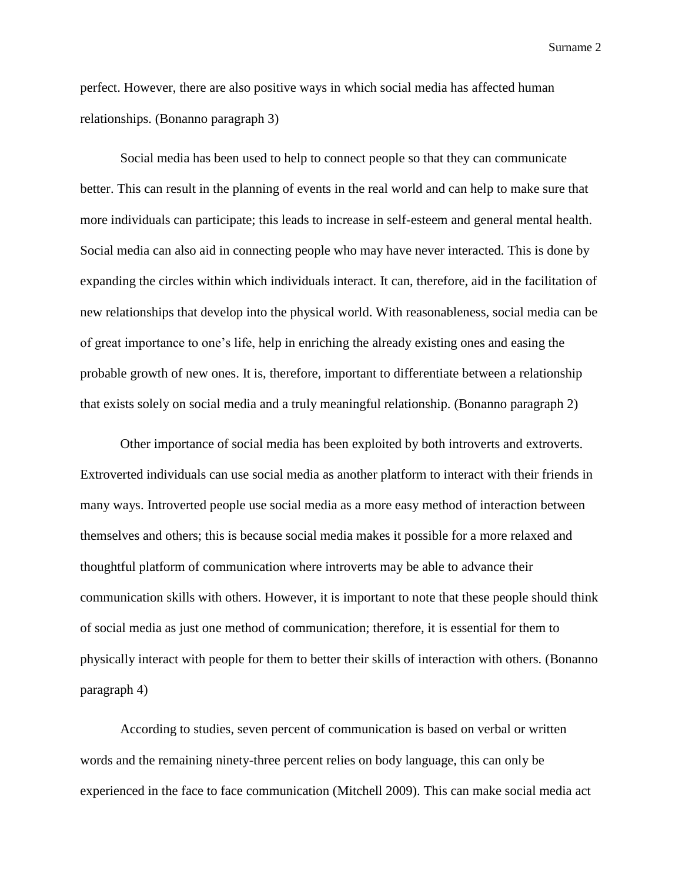perfect. However, there are also positive ways in which social media has affected human relationships. (Bonanno paragraph 3)

Social media has been used to help to connect people so that they can communicate better. This can result in the planning of events in the real world and can help to make sure that more individuals can participate; this leads to increase in self-esteem and general mental health. Social media can also aid in connecting people who may have never interacted. This is done by expanding the circles within which individuals interact. It can, therefore, aid in the facilitation of new relationships that develop into the physical world. With reasonableness, social media can be of great importance to one's life, help in enriching the already existing ones and easing the probable growth of new ones. It is, therefore, important to differentiate between a relationship that exists solely on social media and a truly meaningful relationship. (Bonanno paragraph 2)

Other importance of social media has been exploited by both introverts and extroverts. Extroverted individuals can use social media as another platform to interact with their friends in many ways. Introverted people use social media as a more easy method of interaction between themselves and others; this is because social media makes it possible for a more relaxed and thoughtful platform of communication where introverts may be able to advance their communication skills with others. However, it is important to note that these people should think of social media as just one method of communication; therefore, it is essential for them to physically interact with people for them to better their skills of interaction with others. (Bonanno paragraph 4)

According to studies, seven percent of communication is based on verbal or written words and the remaining ninety-three percent relies on body language, this can only be experienced in the face to face communication (Mitchell 2009). This can make social media act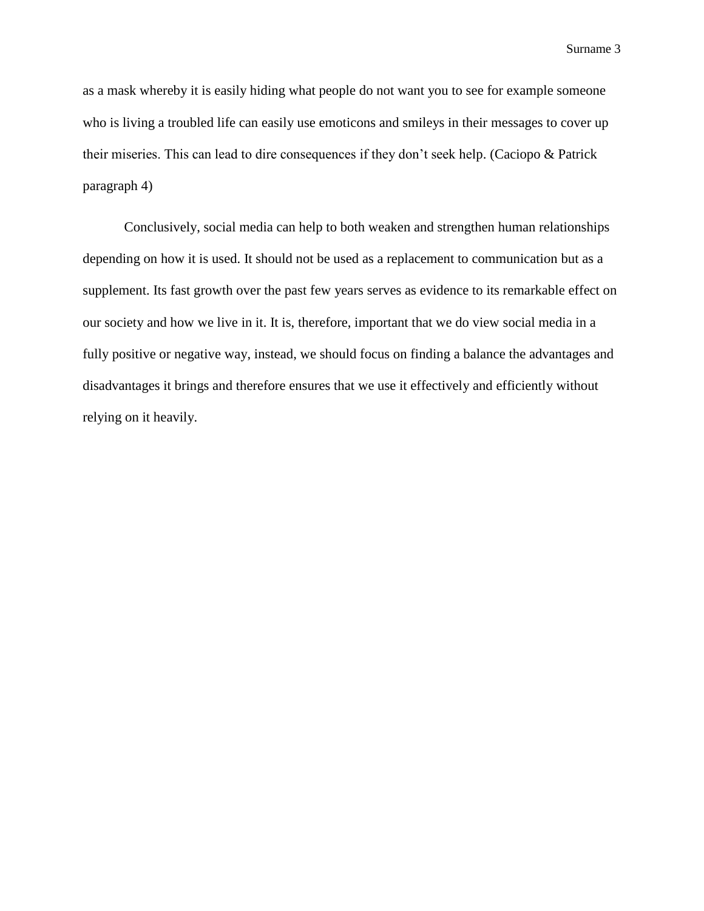as a mask whereby it is easily hiding what people do not want you to see for example someone who is living a troubled life can easily use emoticons and smileys in their messages to cover up their miseries. This can lead to dire consequences if they don’t seek help. (Caciopo & Patrick paragraph 4)

Conclusively, social media can help to both weaken and strengthen human relationships depending on how it is used. It should not be used as a replacement to communication but as a supplement. Its fast growth over the past few years serves as evidence to its remarkable effect on our society and how we live in it. It is, therefore, important that we do view social media in a fully positive or negative way, instead, we should focus on finding a balance the advantages and disadvantages it brings and therefore ensures that we use it effectively and efficiently without relying on it heavily.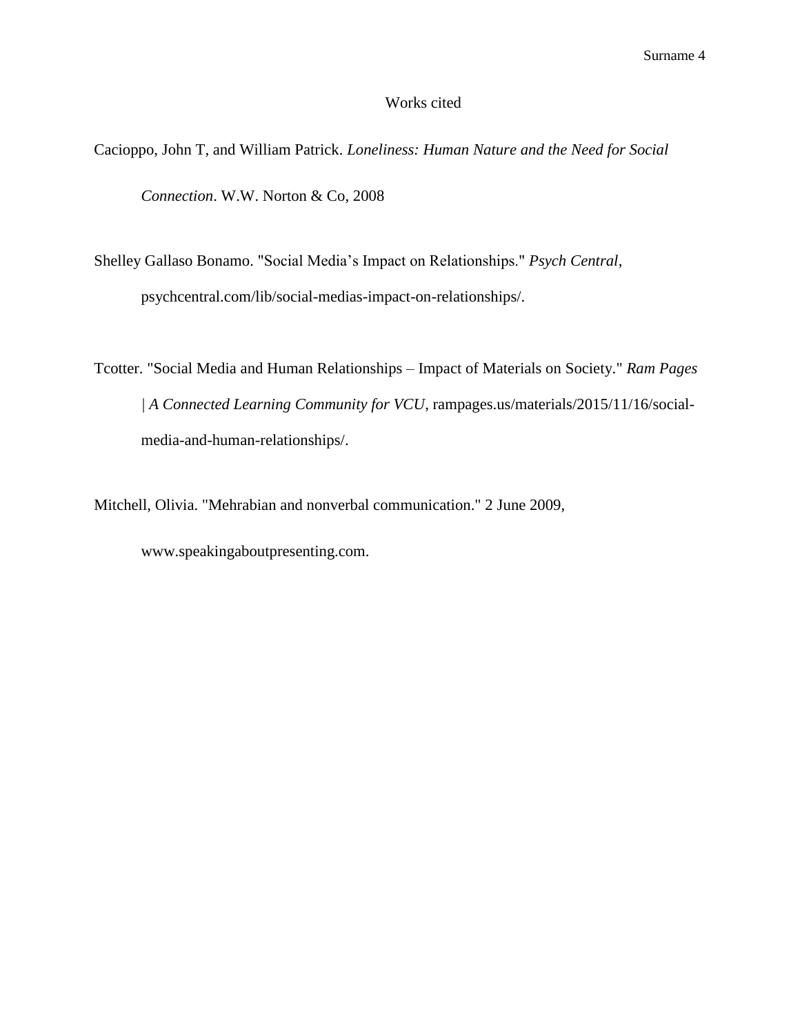# Works cited

Cacioppo, John T, and William Patrick. *Loneliness: Human Nature and the Need for Social Connection*. W.W. Norton & Co, 2008

Shelley Gallaso Bonamo. "Social Media's Impact on Relationships." *Psych Central*, psychcentral.com/lib/social-medias-impact-on-relationships/.

Tcotter. "Social Media and Human Relationships – Impact of Materials on Society." *Ram Pages | A Connected Learning Community for VCU*, rampages.us/materials/2015/11/16/social-media-and-human-relationships/.

Mitchell, Olivia. "Mehrabian and nonverbal communication." 2 June 2009, www.speakingaboutpresenting.com.